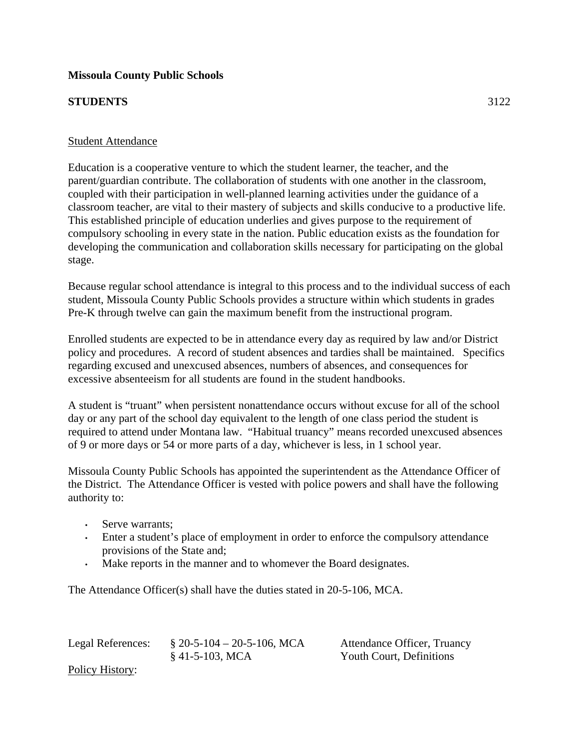**Missoula County Public Schools**

**STUDENTS** 3122

Student Attendance

Education is a cooperative venture to which the student learner, the teacher, and the parent/guardian contribute. The collaboration of students with one another in the classroom, coupled with their participation in well-planned learning activities under the guidance of a classroom teacher, are vital to their mastery of subjects and skills conducive to a productive life. This established principle of education underlies and gives purpose to the requirement of compulsory schooling in every state in the nation. Public education exists as the foundation for developing the communication and collaboration skills necessary for participating on the global stage.

Because regular school attendance is integral to this process and to the individual success of each student, Missoula County Public Schools provides a structure within which students in grades Pre-K through twelve can gain the maximum benefit from the instructional program.

Enrolled students are expected to be in attendance every day as required by law and/or District policy and procedures. A record of student absences and tardies shall be maintained. Specifics regarding excused and unexcused absences, numbers of absences, and consequences for excessive absenteeism for all students are found in the student handbooks.

A student is "truant" when persistent nonattendance occurs without excuse for all of the school day or any part of the school day equivalent to the length of one class period the student is required to attend under Montana law. "Habitual truancy" means recorded unexcused absences of 9 or more days or 54 or more parts of a day, whichever is less, in 1 school year.

Missoula County Public Schools has appointed the superintendent as the Attendance Officer of the District. The Attendance Officer is vested with police powers and shall have the following authority to:

- Serve warrants;
- Enter a student's place of employment in order to enforce the compulsory attendance provisions of the State and;
- Make reports in the manner and to whomever the Board designates.

The Attendance Officer(s) shall have the duties stated in 20-5-106, MCA.

| Legal References: | § 20-5-104 – 20-5-106, MCA | Attendance Officer, Truancy |
|---|---|---|
| | § 41-5-103, MCA | Youth Court, Definitions |

Policy History: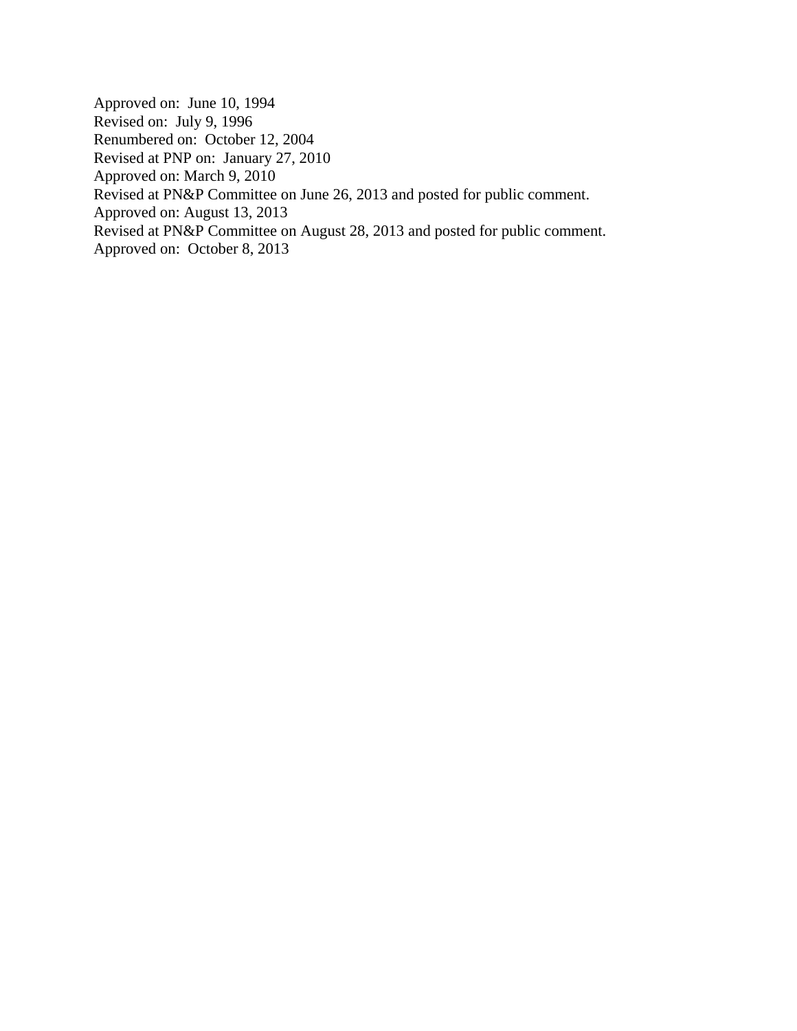Approved on: June 10, 1994
Revised on: July 9, 1996
Renumbered on: October 12, 2004
Revised at PNP on: January 27, 2010
Approved on: March 9, 2010
Revised at PN&P Committee on June 26, 2013 and posted for public comment.
Approved on: August 13, 2013
Revised at PN&P Committee on August 28, 2013 and posted for public comment.
Approved on: October 8, 2013